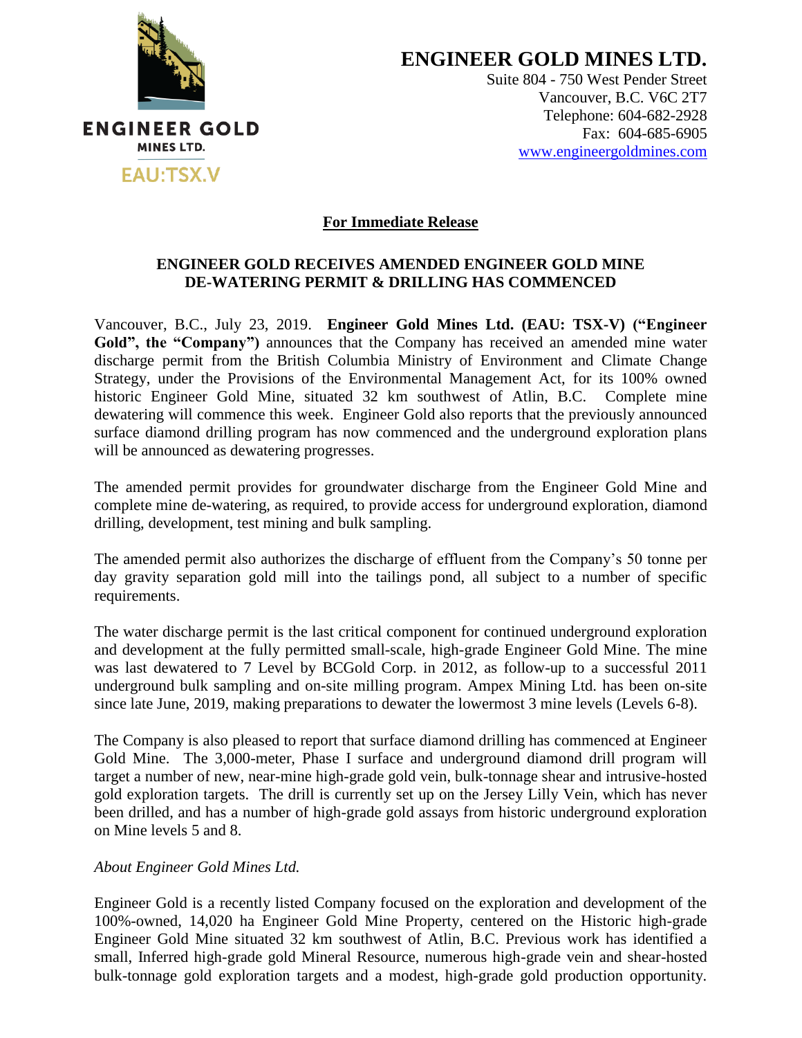**ENGINEER GOLD**
**MINES LTD.**
**EAU:TSX.V**

# ENGINEER GOLD MINES LTD.

Suite 804 - 750 West Pender Street
Vancouver, B.C. V6C 2T7
Telephone: 604-682-2928
Fax: 604-685-6905
www.engineergoldmines.com

**For Immediate Release**

## ENGINEER GOLD RECEIVES AMENDED ENGINEER GOLD MINE DE-WATERING PERMIT & DRILLING HAS COMMENCED

Vancouver, B.C., July 23, 2019. **Engineer Gold Mines Ltd. (EAU: TSX-V) ("Engineer Gold", the "Company")** announces that the Company has received an amended mine water discharge permit from the British Columbia Ministry of Environment and Climate Change Strategy, under the Provisions of the Environmental Management Act, for its 100% owned historic Engineer Gold Mine, situated 32 km southwest of Atlin, B.C. Complete mine dewatering will commence this week. Engineer Gold also reports that the previously announced surface diamond drilling program has now commenced and the underground exploration plans will be announced as dewatering progresses.

The amended permit provides for groundwater discharge from the Engineer Gold Mine and complete mine de-watering, as required, to provide access for underground exploration, diamond drilling, development, test mining and bulk sampling.

The amended permit also authorizes the discharge of effluent from the Company's 50 tonne per day gravity separation gold mill into the tailings pond, all subject to a number of specific requirements.

The water discharge permit is the last critical component for continued underground exploration and development at the fully permitted small-scale, high-grade Engineer Gold Mine. The mine was last dewatered to 7 Level by BCGold Corp. in 2012, as follow-up to a successful 2011 underground bulk sampling and on-site milling program. Ampex Mining Ltd. has been on-site since late June, 2019, making preparations to dewater the lowermost 3 mine levels (Levels 6-8).

The Company is also pleased to report that surface diamond drilling has commenced at Engineer Gold Mine. The 3,000-meter, Phase I surface and underground diamond drill program will target a number of new, near-mine high-grade gold vein, bulk-tonnage shear and intrusive-hosted gold exploration targets. The drill is currently set up on the Jersey Lilly Vein, which has never been drilled, and has a number of high-grade gold assays from historic underground exploration on Mine levels 5 and 8.

*About Engineer Gold Mines Ltd.*

Engineer Gold is a recently listed Company focused on the exploration and development of the 100%-owned, 14,020 ha Engineer Gold Mine Property, centered on the Historic high-grade Engineer Gold Mine situated 32 km southwest of Atlin, B.C. Previous work has identified a small, Inferred high-grade gold Mineral Resource, numerous high-grade vein and shear-hosted bulk-tonnage gold exploration targets and a modest, high-grade gold production opportunity.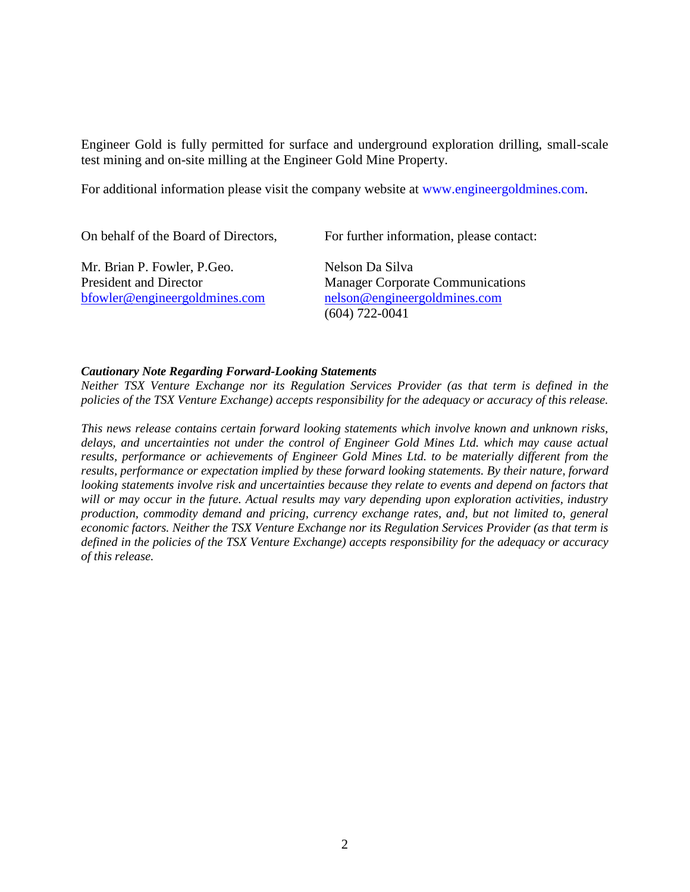Engineer Gold is fully permitted for surface and underground exploration drilling, small-scale test mining and on-site milling at the Engineer Gold Mine Property.

For additional information please visit the company website at www.engineergoldmines.com.

On behalf of the Board of Directors,

Mr. Brian P. Fowler, P.Geo.
President and Director
bfowler@engineergoldmines.com

For further information, please contact:

Nelson Da Silva
Manager Corporate Communications
nelson@engineergoldmines.com
(604) 722-0041

***Cautionary Note Regarding Forward-Looking Statements***
*Neither TSX Venture Exchange nor its Regulation Services Provider (as that term is defined in the policies of the TSX Venture Exchange) accepts responsibility for the adequacy or accuracy of this release.*

*This news release contains certain forward looking statements which involve known and unknown risks, delays, and uncertainties not under the control of Engineer Gold Mines Ltd. which may cause actual results, performance or achievements of Engineer Gold Mines Ltd. to be materially different from the results, performance or expectation implied by these forward looking statements. By their nature, forward looking statements involve risk and uncertainties because they relate to events and depend on factors that will or may occur in the future. Actual results may vary depending upon exploration activities, industry production, commodity demand and pricing, currency exchange rates, and, but not limited to, general economic factors. Neither the TSX Venture Exchange nor its Regulation Services Provider (as that term is defined in the policies of the TSX Venture Exchange) accepts responsibility for the adequacy or accuracy of this release.*